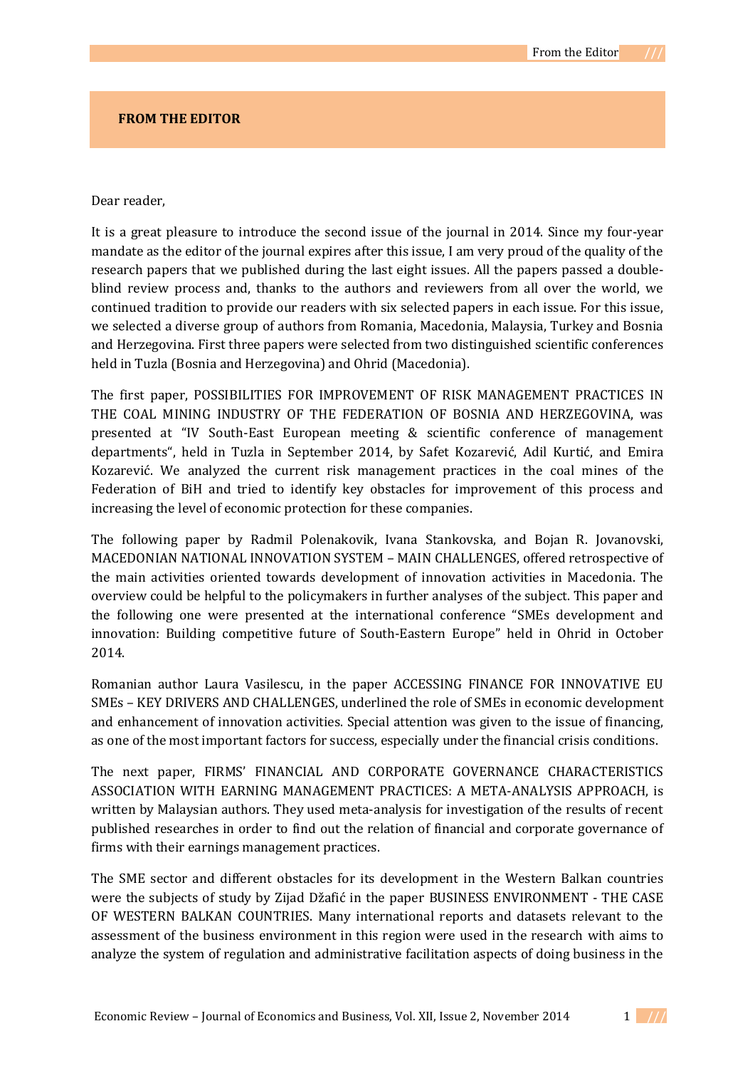# FROM THE EDITOR

Dear reader,

It is a great pleasure to introduce the second issue of the journal in 2014. Since my four-year mandate as the editor of the journal expires after this issue, I am very proud of the quality of the research papers that we published during the last eight issues. All the papers passed a double-blind review process and, thanks to the authors and reviewers from all over the world, we continued tradition to provide our readers with six selected papers in each issue. For this issue, we selected a diverse group of authors from Romania, Macedonia, Malaysia, Turkey and Bosnia and Herzegovina. First three papers were selected from two distinguished scientific conferences held in Tuzla (Bosnia and Herzegovina) and Ohrid (Macedonia).

The first paper, POSSIBILITIES FOR IMPROVEMENT OF RISK MANAGEMENT PRACTICES IN THE COAL MINING INDUSTRY OF THE FEDERATION OF BOSNIA AND HERZEGOVINA, was presented at "IV South-East European meeting & scientific conference of management departments", held in Tuzla in September 2014, by Safet Kozarević, Adil Kurtić, and Emira Kozarević. We analyzed the current risk management practices in the coal mines of the Federation of BiH and tried to identify key obstacles for improvement of this process and increasing the level of economic protection for these companies.

The following paper by Radmil Polenakovik, Ivana Stankovska, and Bojan R. Jovanovski, MACEDONIAN NATIONAL INNOVATION SYSTEM – MAIN CHALLENGES, offered retrospective of the main activities oriented towards development of innovation activities in Macedonia. The overview could be helpful to the policymakers in further analyses of the subject. This paper and the following one were presented at the international conference "SMEs development and innovation: Building competitive future of South-Eastern Europe" held in Ohrid in October 2014.

Romanian author Laura Vasilescu, in the paper ACCESSING FINANCE FOR INNOVATIVE EU SMEs – KEY DRIVERS AND CHALLENGES, underlined the role of SMEs in economic development and enhancement of innovation activities. Special attention was given to the issue of financing, as one of the most important factors for success, especially under the financial crisis conditions.

The next paper, FIRMS' FINANCIAL AND CORPORATE GOVERNANCE CHARACTERISTICS ASSOCIATION WITH EARNING MANAGEMENT PRACTICES: A META-ANALYSIS APPROACH, is written by Malaysian authors. They used meta-analysis for investigation of the results of recent published researches in order to find out the relation of financial and corporate governance of firms with their earnings management practices.

The SME sector and different obstacles for its development in the Western Balkan countries were the subjects of study by Zijad Džafić in the paper BUSINESS ENVIRONMENT - THE CASE OF WESTERN BALKAN COUNTRIES. Many international reports and datasets relevant to the assessment of the business environment in this region were used in the research with aims to analyze the system of regulation and administrative facilitation aspects of doing business in the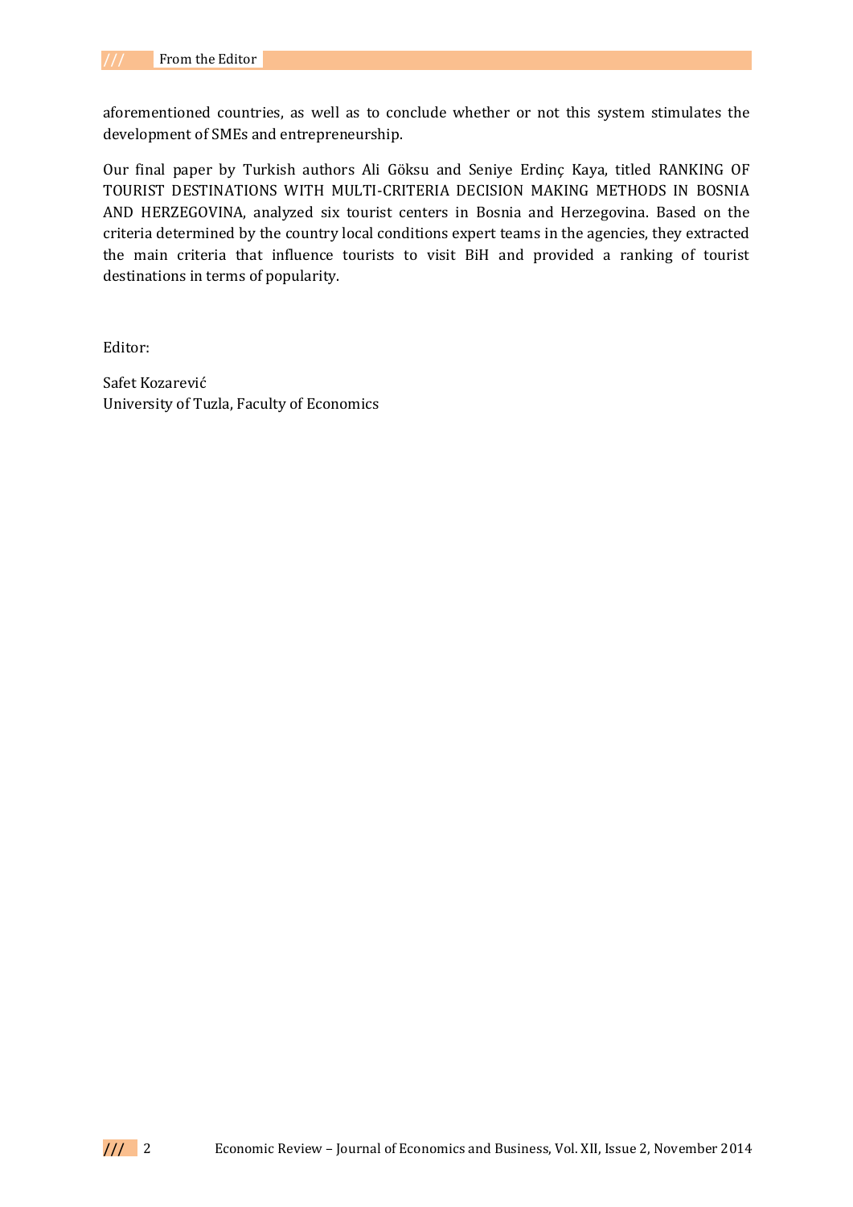aforementioned countries, as well as to conclude whether or not this system stimulates the development of SMEs and entrepreneurship.

Our final paper by Turkish authors Ali Göksu and Seniye Erdinç Kaya, titled RANKING OF TOURIST DESTINATIONS WITH MULTI-CRITERIA DECISION MAKING METHODS IN BOSNIA AND HERZEGOVINA, analyzed six tourist centers in Bosnia and Herzegovina. Based on the criteria determined by the country local conditions expert teams in the agencies, they extracted the main criteria that influence tourists to visit BiH and provided a ranking of tourist destinations in terms of popularity.

Editor:

Safet Kozarević
University of Tuzla, Faculty of Economics